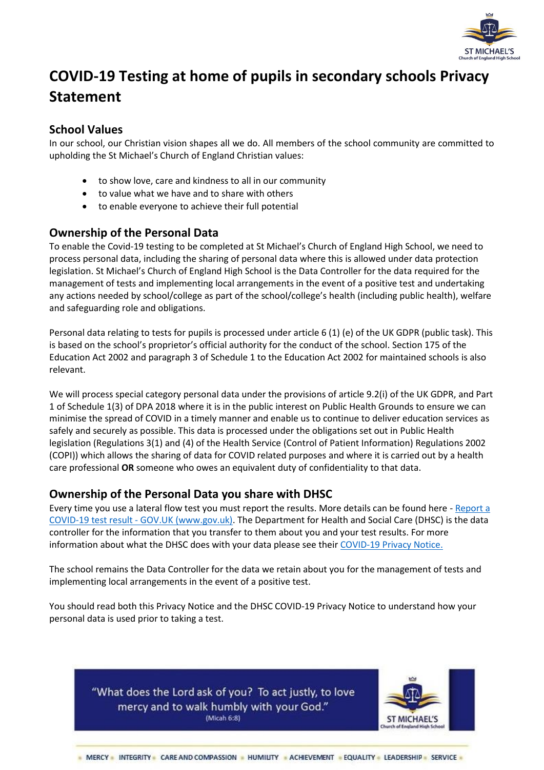# COVID-19 Testing at home of pupils in secondary schools Privacy Statement

## School Values

In our school, our Christian vision shapes all we do. All members of the school community are committed to upholding the St Michael's Church of England Christian values:

- to show love, care and kindness to all in our community
- to value what we have and to share with others
- to enable everyone to achieve their full potential

## Ownership of the Personal Data

To enable the Covid-19 testing to be completed at St Michael's Church of England High School, we need to process personal data, including the sharing of personal data where this is allowed under data protection legislation. St Michael's Church of England High School is the Data Controller for the data required for the management of tests and implementing local arrangements in the event of a positive test and undertaking any actions needed by school/college as part of the school/college's health (including public health), welfare and safeguarding role and obligations.

Personal data relating to tests for pupils is processed under article 6 (1) (e) of the UK GDPR (public task). This is based on the school's proprietor's official authority for the conduct of the school. Section 175 of the Education Act 2002 and paragraph 3 of Schedule 1 to the Education Act 2002 for maintained schools is also relevant.

We will process special category personal data under the provisions of article 9.2(i) of the UK GDPR, and Part 1 of Schedule 1(3) of DPA 2018 where it is in the public interest on Public Health Grounds to ensure we can minimise the spread of COVID in a timely manner and enable us to continue to deliver education services as safely and securely as possible. This data is processed under the obligations set out in Public Health legislation (Regulations 3(1) and (4) of the Health Service (Control of Patient Information) Regulations 2002 (COPI)) which allows the sharing of data for COVID related purposes and where it is carried out by a health care professional **OR** someone who owes an equivalent duty of confidentiality to that data.

## Ownership of the Personal Data you share with DHSC

Every time you use a lateral flow test you must report the results. More details can be found here - Report a COVID-19 test result - GOV.UK (www.gov.uk). The Department for Health and Social Care (DHSC) is the data controller for the information that you transfer to them about you and your test results. For more information about what the DHSC does with your data please see their COVID-19 Privacy Notice.

The school remains the Data Controller for the data we retain about you for the management of tests and implementing local arrangements in the event of a positive test.

You should read both this Privacy Notice and the DHSC COVID-19 Privacy Notice to understand how your personal data is used prior to taking a test.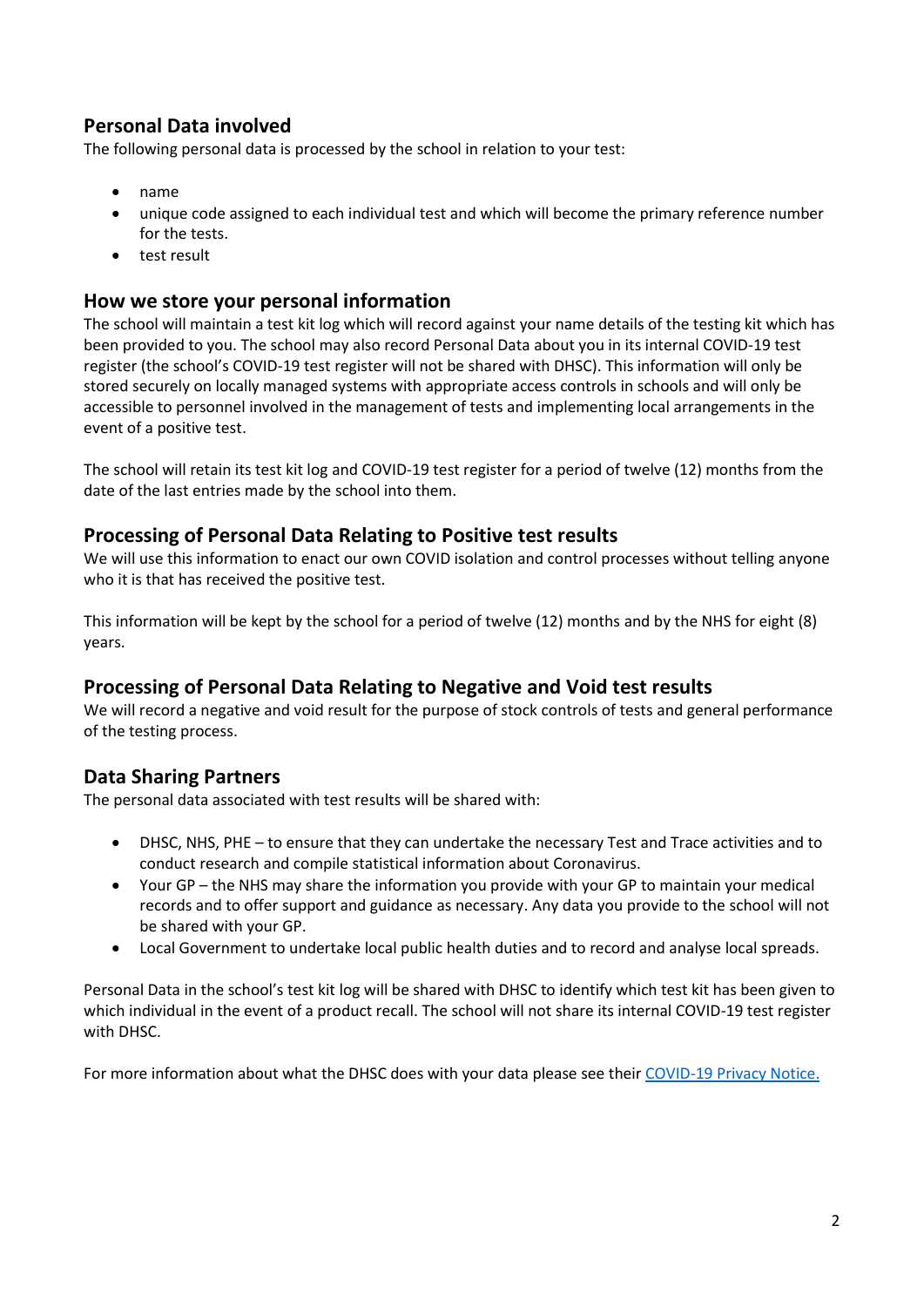## Personal Data involved

The following personal data is processed by the school in relation to your test:

- name
- unique code assigned to each individual test and which will become the primary reference number for the tests.
- test result

## How we store your personal information

The school will maintain a test kit log which will record against your name details of the testing kit which has been provided to you. The school may also record Personal Data about you in its internal COVID-19 test register (the school's COVID-19 test register will not be shared with DHSC). This information will only be stored securely on locally managed systems with appropriate access controls in schools and will only be accessible to personnel involved in the management of tests and implementing local arrangements in the event of a positive test.

The school will retain its test kit log and COVID-19 test register for a period of twelve (12) months from the date of the last entries made by the school into them.

## Processing of Personal Data Relating to Positive test results

We will use this information to enact our own COVID isolation and control processes without telling anyone who it is that has received the positive test.

This information will be kept by the school for a period of twelve (12) months and by the NHS for eight (8) years.

## Processing of Personal Data Relating to Negative and Void test results

We will record a negative and void result for the purpose of stock controls of tests and general performance of the testing process.

## Data Sharing Partners

The personal data associated with test results will be shared with:

- DHSC, NHS, PHE – to ensure that they can undertake the necessary Test and Trace activities and to conduct research and compile statistical information about Coronavirus.
- Your GP – the NHS may share the information you provide with your GP to maintain your medical records and to offer support and guidance as necessary. Any data you provide to the school will not be shared with your GP.
- Local Government to undertake local public health duties and to record and analyse local spreads.

Personal Data in the school's test kit log will be shared with DHSC to identify which test kit has been given to which individual in the event of a product recall. The school will not share its internal COVID-19 test register with DHSC.

For more information about what the DHSC does with your data please see their [COVID-19 Privacy Notice.]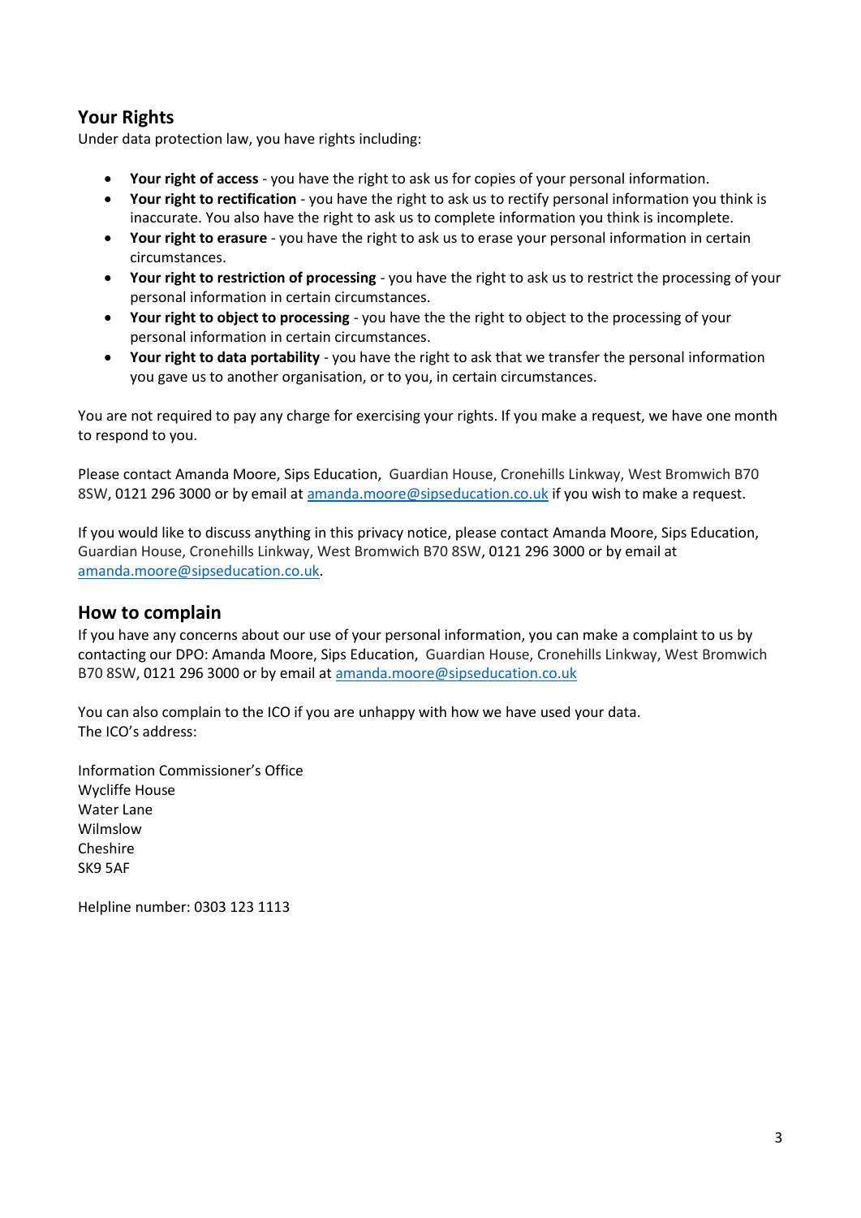## Your Rights

Under data protection law, you have rights including:

- **Your right of access** - you have the right to ask us for copies of your personal information.
- **Your right to rectification** - you have the right to ask us to rectify personal information you think is inaccurate. You also have the right to ask us to complete information you think is incomplete.
- **Your right to erasure** - you have the right to ask us to erase your personal information in certain circumstances.
- **Your right to restriction of processing** - you have the right to ask us to restrict the processing of your personal information in certain circumstances.
- **Your right to object to processing** - you have the the right to object to the processing of your personal information in certain circumstances.
- **Your right to data portability** - you have the right to ask that we transfer the personal information you gave us to another organisation, or to you, in certain circumstances.

You are not required to pay any charge for exercising your rights. If you make a request, we have one month to respond to you.

Please contact Amanda Moore, Sips Education, Guardian House, Cronehills Linkway, West Bromwich B70 8SW, 0121 296 3000 or by email at amanda.moore@sipseducation.co.uk if you wish to make a request.

If you would like to discuss anything in this privacy notice, please contact Amanda Moore, Sips Education, Guardian House, Cronehills Linkway, West Bromwich B70 8SW, 0121 296 3000 or by email at amanda.moore@sipseducation.co.uk.

## How to complain

If you have any concerns about our use of your personal information, you can make a complaint to us by contacting our DPO: Amanda Moore, Sips Education, Guardian House, Cronehills Linkway, West Bromwich B70 8SW, 0121 296 3000 or by email at amanda.moore@sipseducation.co.uk

You can also complain to the ICO if you are unhappy with how we have used your data.
The ICO's address:

Information Commissioner's Office
Wycliffe House
Water Lane
Wilmslow
Cheshire
SK9 5AF

Helpline number: 0303 123 1113